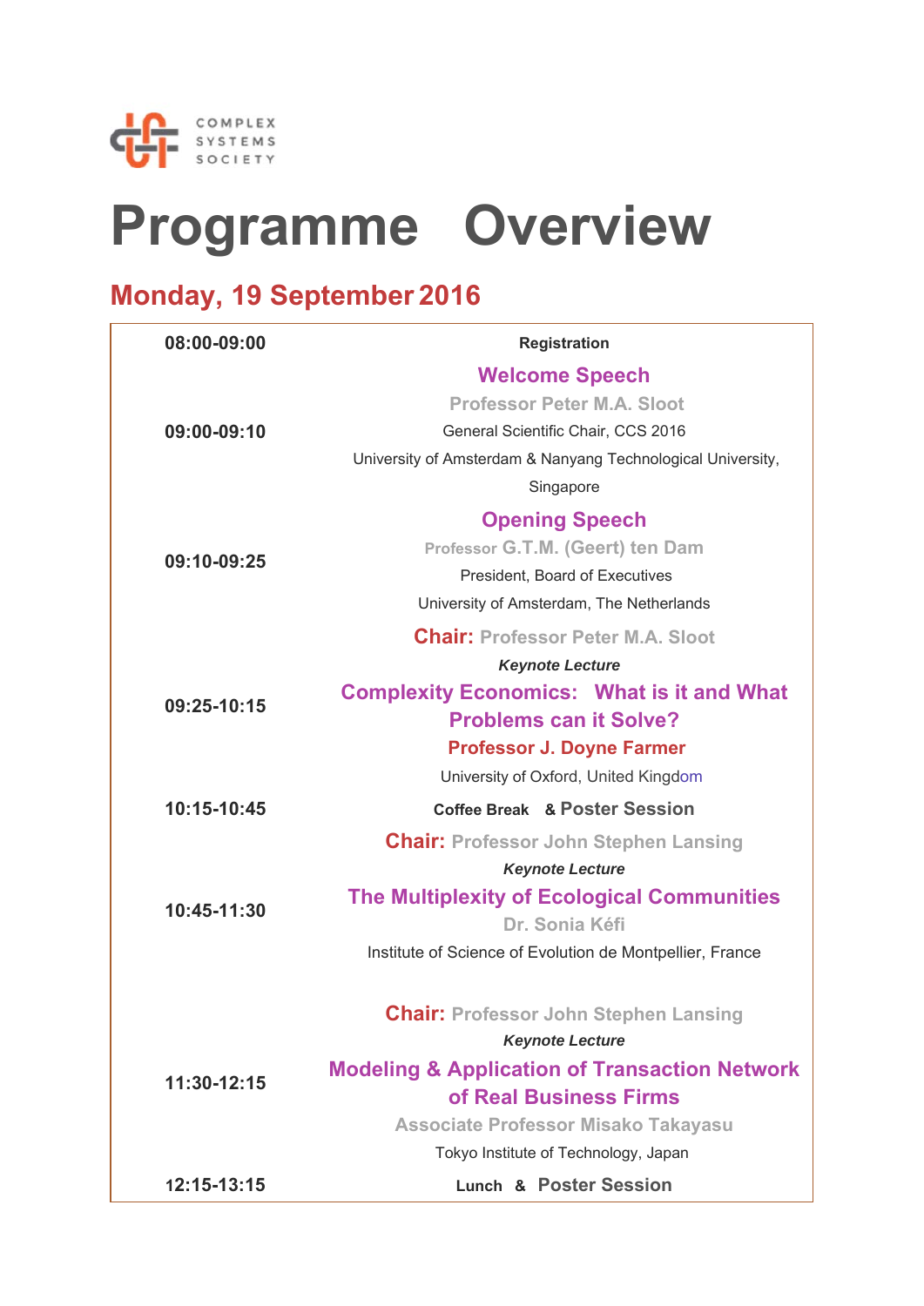COMPLEX SYSTEMS SOCIETY

# Programme Overview

## Monday, 19 September 2016

| Time | Event |
|---|---|
| 08:00-09:00 | **Registration** |
| 09:00-09:10 | **Welcome Speech**<br>**Professor Peter M.A. Sloot**<br>General Scientific Chair, CCS 2016<br>University of Amsterdam & Nanyang Technological University, Singapore |
| 09:10-09:25 | **Opening Speech**<br>**Professor G.T.M. (Geert) ten Dam**<br>President, Board of Executives<br>University of Amsterdam, The Netherlands |
| 09:25-10:15 | **Chair:** Professor Peter M.A. Sloot<br>***Keynote Lecture***<br>**Complexity Economics: What is it and What Problems can it Solve?**<br>**Professor J. Doyne Farmer**<br>University of Oxford, United Kingdom |
| 10:15-10:45 | **Coffee Break & Poster Session** |
| 10:45-11:30 | **Chair:** Professor John Stephen Lansing<br>***Keynote Lecture***<br>**The Multiplexity of Ecological Communities**<br>**Dr. Sonia Kéfi**<br>Institute of Science of Evolution de Montpellier, France |
| 11:30-12:15 | **Chair:** Professor John Stephen Lansing<br>***Keynote Lecture***<br>**Modeling & Application of Transaction Network of Real Business Firms**<br>**Associate Professor Misako Takayasu**<br>Tokyo Institute of Technology, Japan |
| 12:15-13:15 | **Lunch & Poster Session** |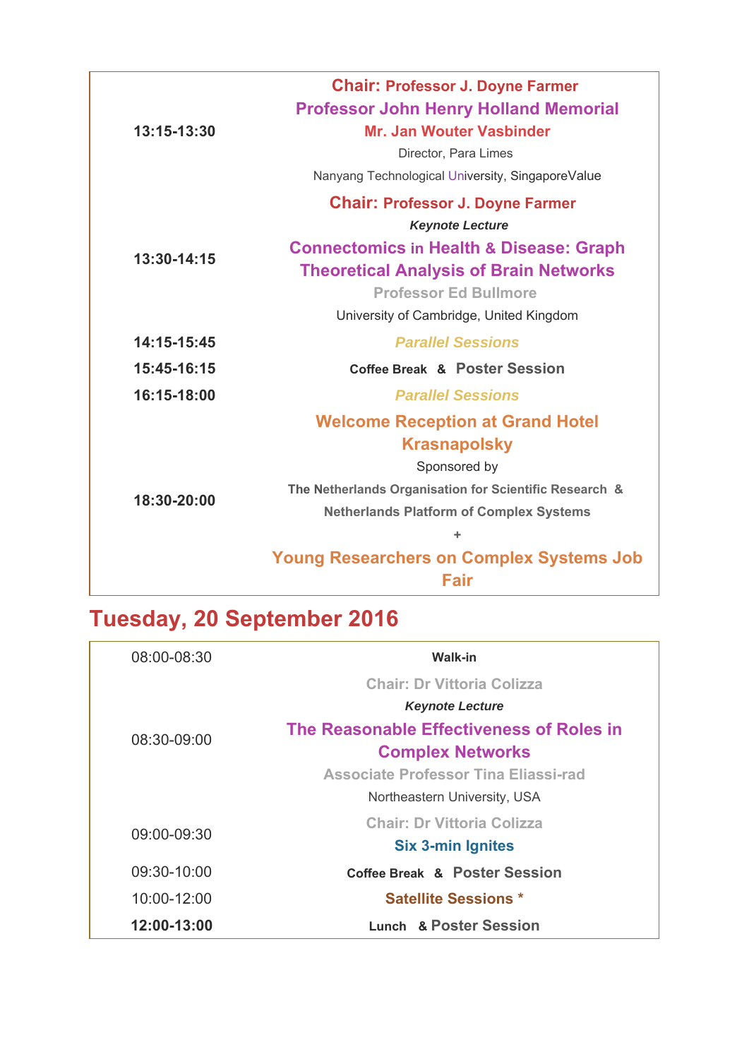| | |
|---|---|
| **13:15-13:30** | **Chair: Professor J. Doyne Farmer**<br>**Professor John Henry Holland Memorial**<br>**Mr. Jan Wouter Vasbinder**<br>Director, Para Limes<br>Nanyang Technological University, SingaporeValue |
| **13:30-14:15** | **Chair: Professor J. Doyne Farmer**<br>***Keynote Lecture***<br>**Connectomics in Health & Disease: Graph Theoretical Analysis of Brain Networks**<br>**Professor Ed Bullmore**<br>University of Cambridge, United Kingdom |
| **14:15-15:45** | ***Parallel Sessions*** |
| **15:45-16:15** | **Coffee Break & Poster Session** |
| **16:15-18:00** | ***Parallel Sessions*** |
| **18:30-20:00** | **Welcome Reception at Grand Hotel Krasnapolsky**<br>Sponsored by<br>**The Netherlands Organisation for Scientific Research & Netherlands Platform of Complex Systems**<br>**+**<br>**Young Researchers on Complex Systems Job Fair** |

## Tuesday, 20 September 2016

| | |
|---|---|
| 08:00-08:30 | **Walk-in** |
| 08:30-09:00 | **Chair: Dr Vittoria Colizza**<br>***Keynote Lecture***<br>**The Reasonable Effectiveness of Roles in Complex Networks**<br>**Associate Professor Tina Eliassi-rad**<br>Northeastern University, USA |
| 09:00-09:30 | **Chair: Dr Vittoria Colizza**<br>**Six 3-min Ignites** |
| 09:30-10:00 | **Coffee Break & Poster Session** |
| 10:00-12:00 | **Satellite Sessions** * |
| **12:00-13:00** | **Lunch & Poster Session** |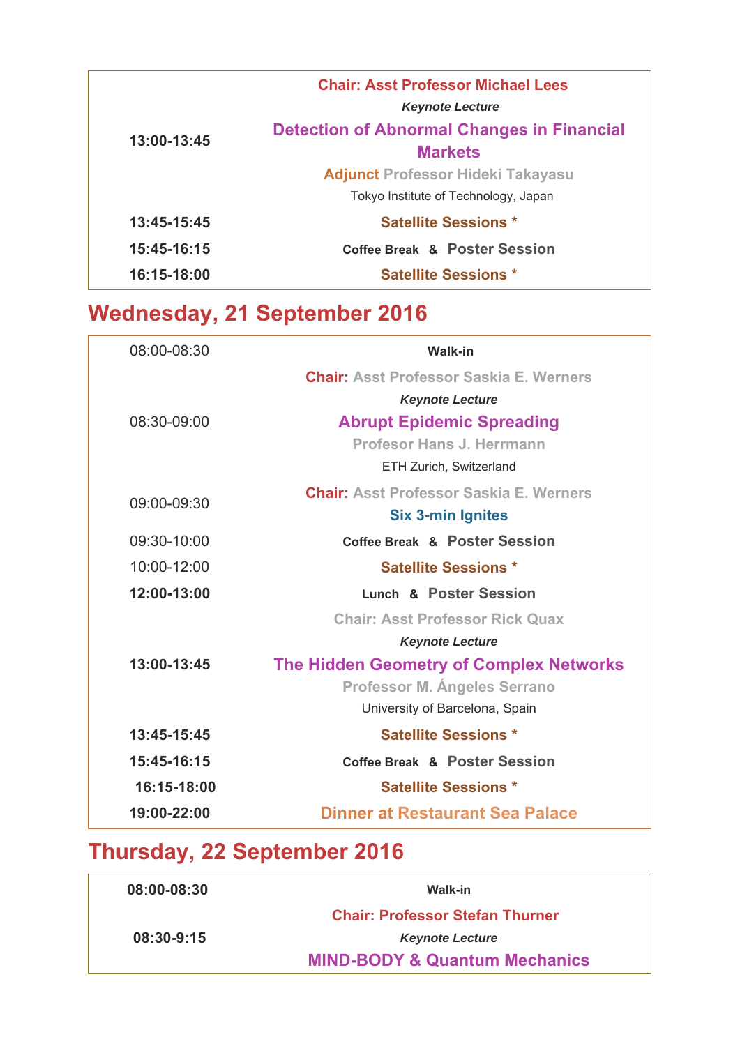| | |
|---|---|
| 13:00-13:45 | **Chair: Asst Professor Michael Lees**<br>***Keynote Lecture***<br>**Detection of Abnormal Changes in Financial Markets**<br>**Adjunct Professor Hideki Takayasu**<br>Tokyo Institute of Technology, Japan |
| **13:45-15:45** | **Satellite Sessions \*** |
| **15:45-16:15** | **Coffee Break & Poster Session** |
| **16:15-18:00** | **Satellite Sessions \*** |

## Wednesday, 21 September 2016

| | |
|---|---|
| 08:00-08:30 | **Walk-in** |
| 08:30-09:00 | **Chair: Asst Professor Saskia E. Werners**<br>***Keynote Lecture***<br>**Abrupt Epidemic Spreading**<br>**Profesor Hans J. Herrmann**<br>ETH Zurich, Switzerland |
| 09:00-09:30 | **Chair: Asst Professor Saskia E. Werners**<br>**Six 3-min Ignites** |
| 09:30-10:00 | **Coffee Break & Poster Session** |
| 10:00-12:00 | **Satellite Sessions \*** |
| **12:00-13:00** | **Lunch & Poster Session** |
| **13:00-13:45** | **Chair: Asst Professor Rick Quax**<br>***Keynote Lecture***<br>**The Hidden Geometry of Complex Networks**<br>**Professor M. Ángeles Serrano**<br>University of Barcelona, Spain |
| **13:45-15:45** | **Satellite Sessions \*** |
| **15:45-16:15** | **Coffee Break & Poster Session** |
| **16:15-18:00** | **Satellite Sessions \*** |
| **19:00-22:00** | **Dinner at Restaurant Sea Palace** |

## Thursday, 22 September 2016

| | |
|---|---|
| **08:00-08:30** | **Walk-in** |
| **08:30-9:15** | **Chair: Professor Stefan Thurner**<br>***Keynote Lecture***<br>**MIND-BODY & Quantum Mechanics** |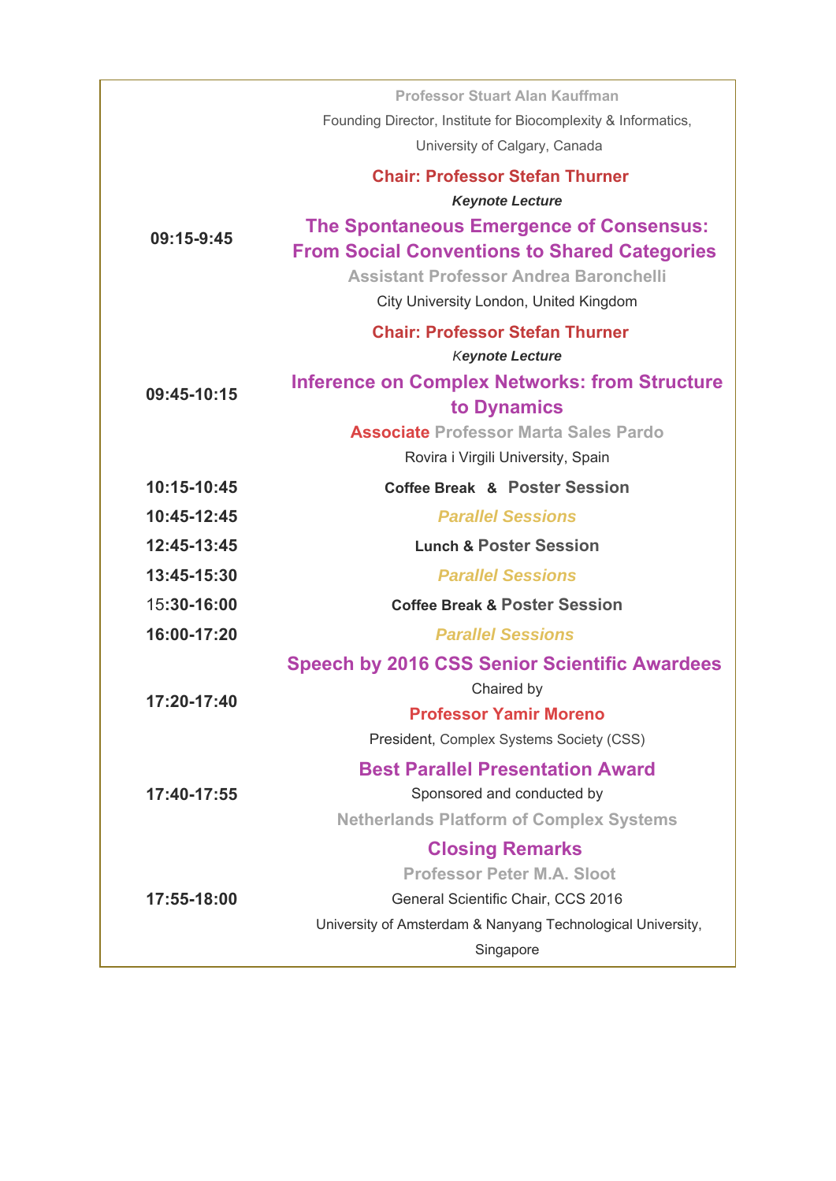| | |
|---|---|
| | Professor Stuart Alan Kauffman<br>Founding Director, Institute for Biocomplexity & Informatics,<br>University of Calgary, Canada |
| **09:15-9:45** | **Chair: Professor Stefan Thurner**<br>***Keynote Lecture***<br>**The Spontaneous Emergence of Consensus: From Social Conventions to Shared Categories**<br>**Assistant Professor Andrea Baronchelli**<br>City University London, United Kingdom |
| **09:45-10:15** | **Chair: Professor Stefan Thurner**<br>*K**eynote Lecture***<br>**Inference on Complex Networks: from Structure to Dynamics**<br>**Associate Professor Marta Sales Pardo**<br>Rovira i Virgili University, Spain |
| **10:15-10:45** | **Coffee Break & Poster Session** |
| **10:45-12:45** | ***Parallel Sessions*** |
| **12:45-13:45** | **Lunch & Poster Session** |
| **13:45-15:30** | ***Parallel Sessions*** |
| 15:**30-16:00** | **Coffee Break & Poster Session** |
| **16:00-17:20** | ***Parallel Sessions*** |
| **17:20-17:40** | **Speech by 2016 CSS Senior Scientific Awardees**<br>Chaired by<br>**Professor Yamir Moreno**<br>President, Complex Systems Society (CSS) |
| **17:40-17:55** | **Best Parallel Presentation Award**<br>Sponsored and conducted by<br>**Netherlands Platform of Complex Systems** |
| **17:55-18:00** | **Closing Remarks**<br>**Professor Peter M.A. Sloot**<br>General Scientific Chair, CCS 2016<br>University of Amsterdam & Nanyang Technological University, Singapore |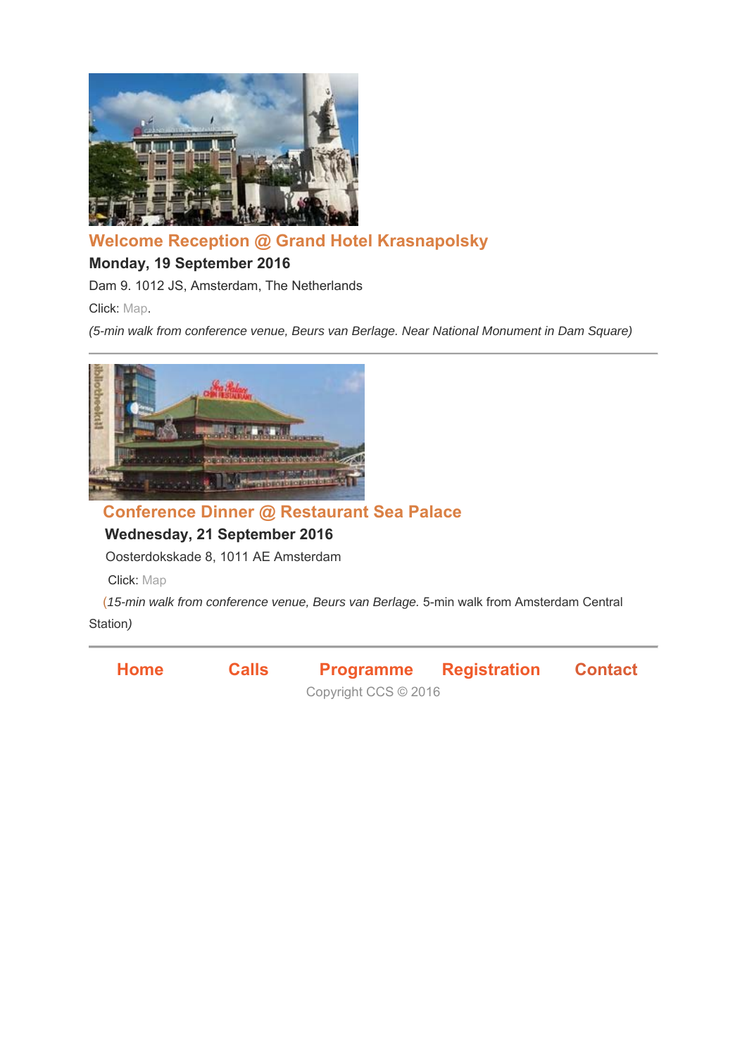## Welcome Reception @ Grand Hotel Krasnapolsky

**Monday, 19 September 2016**

Dam 9. 1012 JS, Amsterdam, The Netherlands

Click: Map.

*(5-min walk from conference venue, Beurs van Berlage. Near National Monument in Dam Square)*

---

## Conference Dinner @ Restaurant Sea Palace

**Wednesday, 21 September 2016**

Oosterdokskade 8, 1011 AE Amsterdam

Click: Map

(*15-min walk from conference venue, Beurs van Berlage.* 5-min walk from Amsterdam Central Station*)*

---

Home Calls Programme Registration Contact

Copyright CCS © 2016